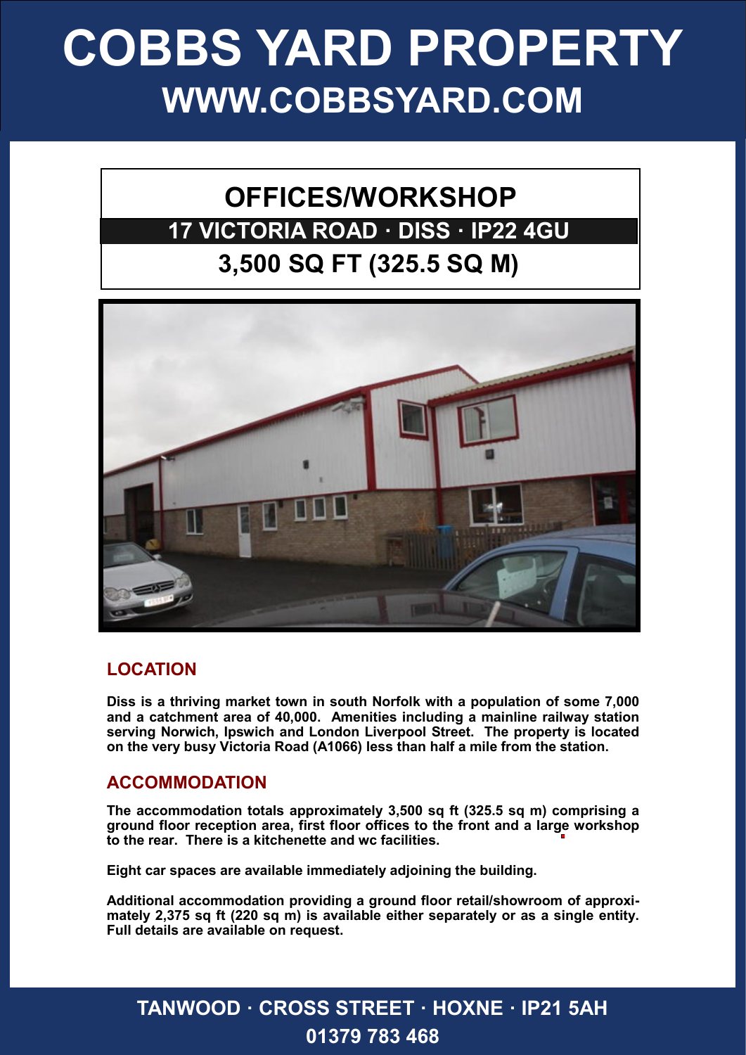# COBBS YARD PROPERTY

## WWW.COBBSYARD.COM

## OFFICES/WORKSHOP

**17 VICTORIA ROAD · DISS · IP22 4GU**

**3,500 SQ FT (325.5 SQ M)**

### LOCATION

**Diss is a thriving market town in south Norfolk with a population of some 7,000 and a catchment area of 40,000. Amenities including a mainline railway station serving Norwich, Ipswich and London Liverpool Street. The property is located on the very busy Victoria Road (A1066) less than half a mile from the station.**

### ACCOMMODATION

**The accommodation totals approximately 3,500 sq ft (325.5 sq m) comprising a ground floor reception area, first floor offices to the front and a large workshop to the rear. There is a kitchenette and wc facilities.**

**Eight car spaces are available immediately adjoining the building.**

**Additional accommodation providing a ground floor retail/showroom of approximately 2,375 sq ft (220 sq m) is available either separately or as a single entity. Full details are available on request.**

**TANWOOD · CROSS STREET · HOXNE · IP21 5AH**

**01379 783 468**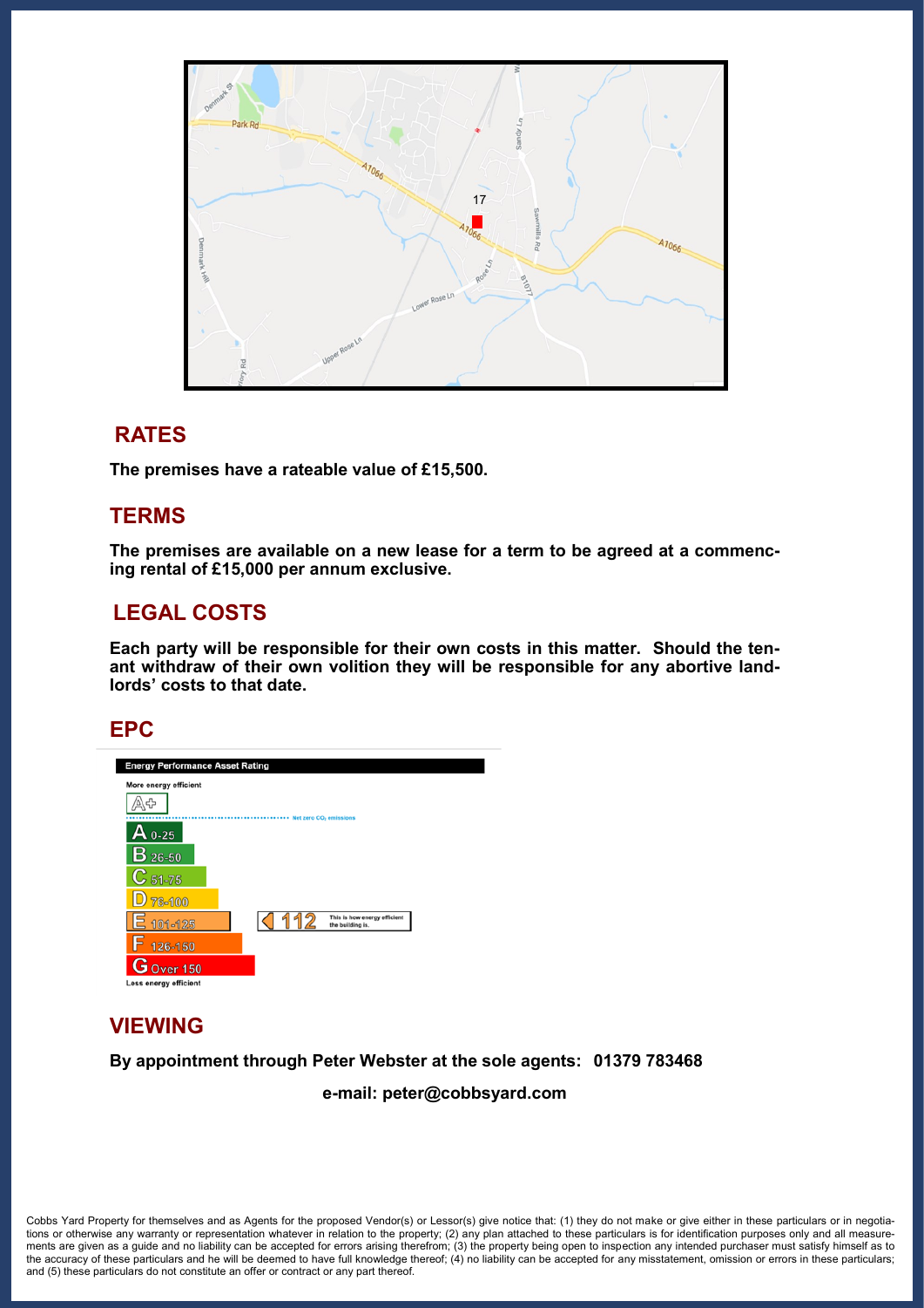## RATES

**The premises have a rateable value of £15,500.**

## TERMS

**The premises are available on a new lease for a term to be agreed at a commencing rental of £15,000 per annum exclusive.**

## LEGAL COSTS

**Each party will be responsible for their own costs in this matter. Should the tenant withdraw of their own volition they will be responsible for any abortive landlords' costs to that date.**

## EPC

Energy Performance Asset Rating

More energy efficient

A+

Net zero $CO_2$ emissions

A 0-25

B 26-50

C 51-75

D 76-100

E 101-125

F 126-150

G Over 150

Less energy efficient

112 This is how energy efficient the building is.

## VIEWING

**By appointment through Peter Webster at the sole agents: 01379 783468**

**e-mail: peter@cobbsyard.com**

Cobbs Yard Property for themselves and as Agents for the proposed Vendor(s) or Lessor(s) give notice that: (1) they do not make or give either in these particulars or in negotiations or otherwise any warranty or representation whatever in relation to the property; (2) any plan attached to these particulars is for identification purposes only and all measurements are given as a guide and no liability can be accepted for errors arising therefrom; (3) the property being open to inspection any intended purchaser must satisfy himself as to the accuracy of these particulars and he will be deemed to have full knowledge thereof; (4) no liability can be accepted for any misstatement, omission or errors in these particulars; and (5) these particulars do not constitute an offer or contract or any part thereof.